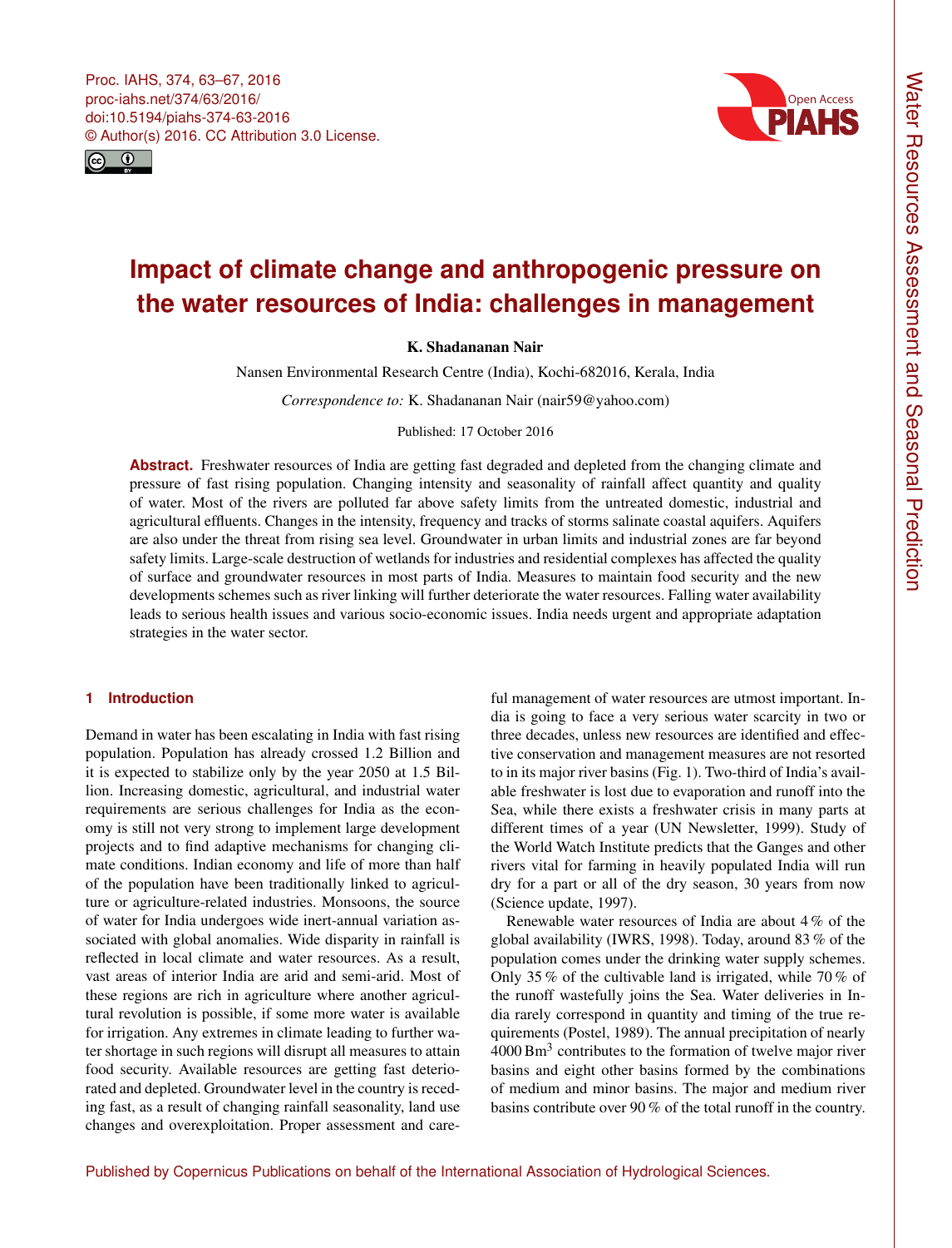# Impact of climate change and anthropogenic pressure on the water resources of India: challenges in management

**K. Shadananan Nair**

Nansen Environmental Research Centre (India), Kochi-682016, Kerala, India

*Correspondence to:* K. Shadananan Nair (nair59@yahoo.com)

Published: 17 October 2016

**Abstract.** Freshwater resources of India are getting fast degraded and depleted from the changing climate and pressure of fast rising population. Changing intensity and seasonality of rainfall affect quantity and quality of water. Most of the rivers are polluted far above safety limits from the untreated domestic, industrial and agricultural effluents. Changes in the intensity, frequency and tracks of storms salinate coastal aquifers. Aquifers are also under the threat from rising sea level. Groundwater in urban limits and industrial zones are far beyond safety limits. Large-scale destruction of wetlands for industries and residential complexes has affected the quality of surface and groundwater resources in most parts of India. Measures to maintain food security and the new developments schemes such as river linking will further deteriorate the water resources. Falling water availability leads to serious health issues and various socio-economic issues. India needs urgent and appropriate adaptation strategies in the water sector.

## 1 Introduction

Demand in water has been escalating in India with fast rising population. Population has already crossed 1.2 Billion and it is expected to stabilize only by the year 2050 at 1.5 Billion. Increasing domestic, agricultural, and industrial water requirements are serious challenges for India as the economy is still not very strong to implement large development projects and to find adaptive mechanisms for changing climate conditions. Indian economy and life of more than half of the population have been traditionally linked to agriculture or agriculture-related industries. Monsoons, the source of water for India undergoes wide inert-annual variation associated with global anomalies. Wide disparity in rainfall is reflected in local climate and water resources. As a result, vast areas of interior India are arid and semi-arid. Most of these regions are rich in agriculture where another agricultural revolution is possible, if some more water is available for irrigation. Any extremes in climate leading to further water shortage in such regions will disrupt all measures to attain food security. Available resources are getting fast deteriorated and depleted. Groundwater level in the country is receding fast, as a result of changing rainfall seasonality, land use changes and overexploitation. Proper assessment and careful management of water resources are utmost important. India is going to face a very serious water scarcity in two or three decades, unless new resources are identified and effective conservation and management measures are not resorted to in its major river basins (Fig. 1). Two-third of India's available freshwater is lost due to evaporation and runoff into the Sea, while there exists a freshwater crisis in many parts at different times of a year (UN Newsletter, 1999). Study of the World Watch Institute predicts that the Ganges and other rivers vital for farming in heavily populated India will run dry for a part or all of the dry season, 30 years from now (Science update, 1997).

Renewable water resources of India are about 4 % of the global availability (IWRS, 1998). Today, around 83 % of the population comes under the drinking water supply schemes. Only 35 % of the cultivable land is irrigated, while 70 % of the runoff wastefully joins the Sea. Water deliveries in India rarely correspond in quantity and timing of the true requirements (Postel, 1989). The annual precipitation of nearly 4000 $Bm^3$ contributes to the formation of twelve major river basins and eight other basins formed by the combinations of medium and minor basins. The major and medium river basins contribute over 90 % of the total runoff in the country.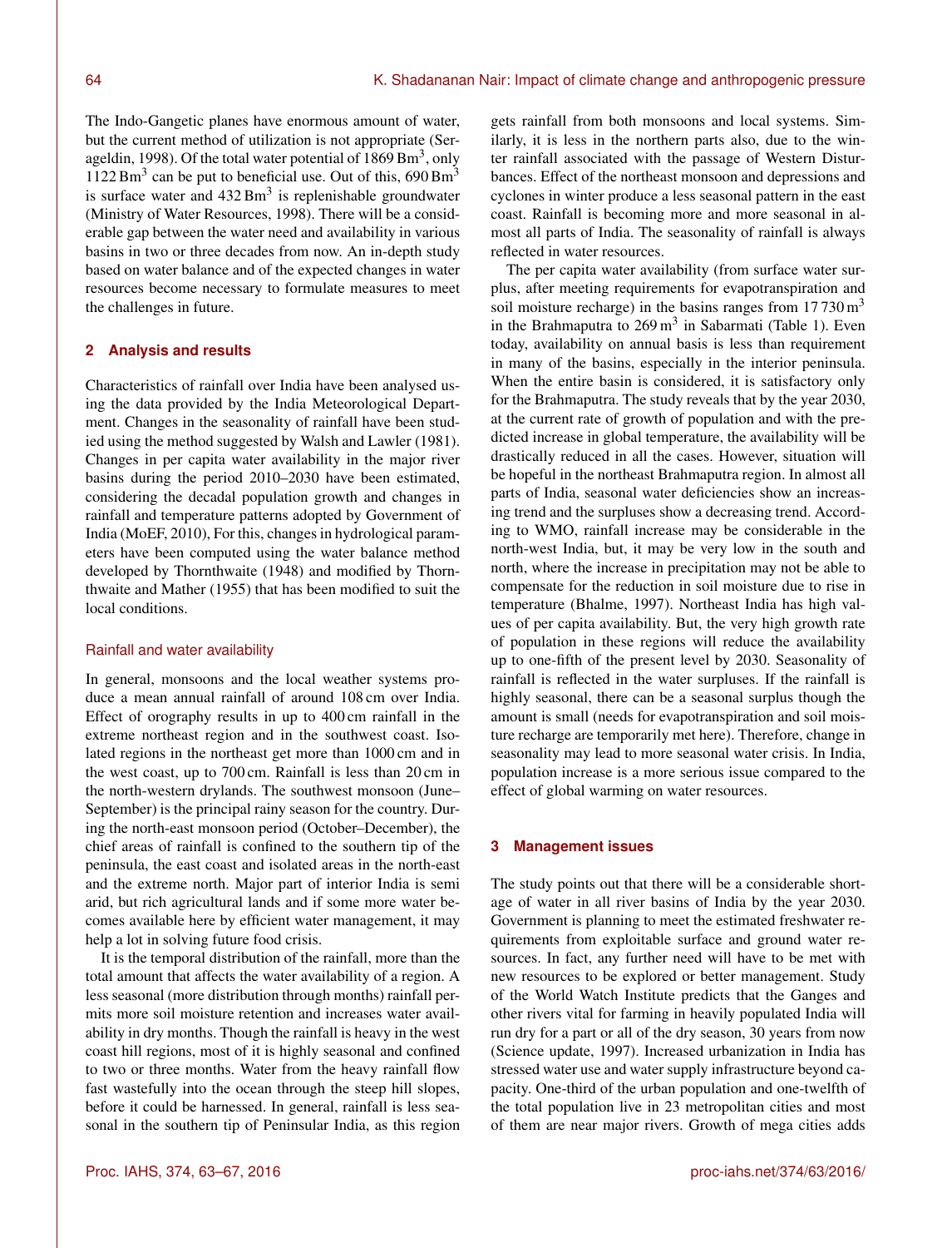The Indo-Gangetic planes have enormous amount of water, but the current method of utilization is not appropriate (Serageldin, 1998). Of the total water potential of 1869 $\mathrm{Bm}^3$, only 1122 $\mathrm{Bm}^3$ can be put to beneficial use. Out of this, 690 $\mathrm{Bm}^3$ is surface water and 432 $\mathrm{Bm}^3$ is replenishable groundwater (Ministry of Water Resources, 1998). There will be a considerable gap between the water need and availability in various basins in two or three decades from now. An in-depth study based on water balance and of the expected changes in water resources become necessary to formulate measures to meet the challenges in future.

## 2 Analysis and results

Characteristics of rainfall over India have been analysed using the data provided by the India Meteorological Department. Changes in the seasonality of rainfall have been studied using the method suggested by Walsh and Lawler (1981). Changes in per capita water availability in the major river basins during the period 2010–2030 have been estimated, considering the decadal population growth and changes in rainfall and temperature patterns adopted by Government of India (MoEF, 2010), For this, changes in hydrological parameters have been computed using the water balance method developed by Thornthwaite (1948) and modified by Thornthwaite and Mather (1955) that has been modified to suit the local conditions.

### Rainfall and water availability

In general, monsoons and the local weather systems produce a mean annual rainfall of around 108 cm over India. Effect of orography results in up to 400 cm rainfall in the extreme northeast region and in the southwest coast. Isolated regions in the northeast get more than 1000 cm and in the west coast, up to 700 cm. Rainfall is less than 20 cm in the north-western drylands. The southwest monsoon (June–September) is the principal rainy season for the country. During the north-east monsoon period (October–December), the chief areas of rainfall is confined to the southern tip of the peninsula, the east coast and isolated areas in the north-east and the extreme north. Major part of interior India is semi arid, but rich agricultural lands and if some more water becomes available here by efficient water management, it may help a lot in solving future food crisis.

It is the temporal distribution of the rainfall, more than the total amount that affects the water availability of a region. A less seasonal (more distribution through months) rainfall permits more soil moisture retention and increases water availability in dry months. Though the rainfall is heavy in the west coast hill regions, most of it is highly seasonal and confined to two or three months. Water from the heavy rainfall flow fast wastefully into the ocean through the steep hill slopes, before it could be harnessed. In general, rainfall is less seasonal in the southern tip of Peninsular India, as this region gets rainfall from both monsoons and local systems. Similarly, it is less in the northern parts also, due to the winter rainfall associated with the passage of Western Disturbances. Effect of the northeast monsoon and depressions and cyclones in winter produce a less seasonal pattern in the east coast. Rainfall is becoming more and more seasonal in almost all parts of India. The seasonality of rainfall is always reflected in water resources.

The per capita water availability (from surface water surplus, after meeting requirements for evapotranspiration and soil moisture recharge) in the basins ranges from 17 730 $\mathrm{m}^3$ in the Brahmaputra to 269 $\mathrm{m}^3$ in Sabarmati (Table 1). Even today, availability on annual basis is less than requirement in many of the basins, especially in the interior peninsula. When the entire basin is considered, it is satisfactory only for the Brahmaputra. The study reveals that by the year 2030, at the current rate of growth of population and with the predicted increase in global temperature, the availability will be drastically reduced in all the cases. However, situation will be hopeful in the northeast Brahmaputra region. In almost all parts of India, seasonal water deficiencies show an increasing trend and the surpluses show a decreasing trend. According to WMO, rainfall increase may be considerable in the north-west India, but, it may be very low in the south and north, where the increase in precipitation may not be able to compensate for the reduction in soil moisture due to rise in temperature (Bhalme, 1997). Northeast India has high values of per capita availability. But, the very high growth rate of population in these regions will reduce the availability up to one-fifth of the present level by 2030. Seasonality of rainfall is reflected in the water surpluses. If the rainfall is highly seasonal, there can be a seasonal surplus though the amount is small (needs for evapotranspiration and soil moisture recharge are temporarily met here). Therefore, change in seasonality may lead to more seasonal water crisis. In India, population increase is a more serious issue compared to the effect of global warming on water resources.

## 3 Management issues

The study points out that there will be a considerable shortage of water in all river basins of India by the year 2030. Government is planning to meet the estimated freshwater requirements from exploitable surface and ground water resources. In fact, any further need will have to be met with new resources to be explored or better management. Study of the World Watch Institute predicts that the Ganges and other rivers vital for farming in heavily populated India will run dry for a part or all of the dry season, 30 years from now (Science update, 1997). Increased urbanization in India has stressed water use and water supply infrastructure beyond capacity. One-third of the urban population and one-twelfth of the total population live in 23 metropolitan cities and most of them are near major rivers. Growth of mega cities adds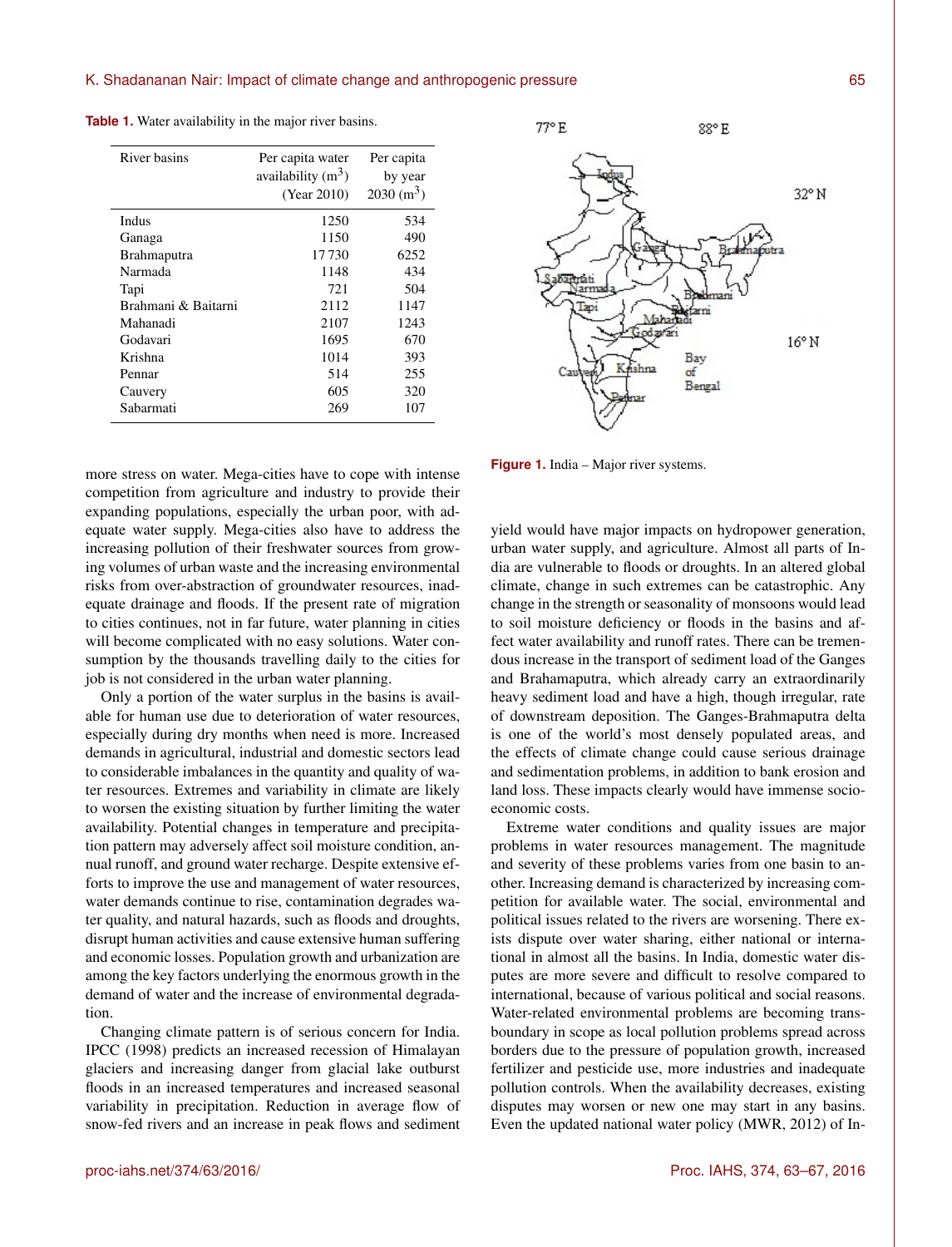**Table 1.** Water availability in the major river basins.

| River basins | Per capita water availability ($m^3$) (Year 2010) | Per capita by year 2030 ($m^3$) |
|---|---|---|
| Indus | 1250 | 534 |
| Ganaga | 1150 | 490 |
| Brahmaputra | 17 730 | 6252 |
| Narmada | 1148 | 434 |
| Tapi | 721 | 504 |
| Brahmani & Baitarni | 2112 | 1147 |
| Mahanadi | 2107 | 1243 |
| Godavari | 1695 | 670 |
| Krishna | 1014 | 393 |
| Pennar | 514 | 255 |
| Cauvery | 605 | 320 |
| Sabarmati | 269 | 107 |

**Figure 1.** India – Major river systems.

more stress on water. Mega-cities have to cope with intense competition from agriculture and industry to provide their expanding populations, especially the urban poor, with adequate water supply. Mega-cities also have to address the increasing pollution of their freshwater sources from growing volumes of urban waste and the increasing environmental risks from over-abstraction of groundwater resources, inadequate drainage and floods. If the present rate of migration to cities continues, not in far future, water planning in cities will become complicated with no easy solutions. Water consumption by the thousands travelling daily to the cities for job is not considered in the urban water planning.

Only a portion of the water surplus in the basins is available for human use due to deterioration of water resources, especially during dry months when need is more. Increased demands in agricultural, industrial and domestic sectors lead to considerable imbalances in the quantity and quality of water resources. Extremes and variability in climate are likely to worsen the existing situation by further limiting the water availability. Potential changes in temperature and precipitation pattern may adversely affect soil moisture condition, annual runoff, and ground water recharge. Despite extensive efforts to improve the use and management of water resources, water demands continue to rise, contamination degrades water quality, and natural hazards, such as floods and droughts, disrupt human activities and cause extensive human suffering and economic losses. Population growth and urbanization are among the key factors underlying the enormous growth in the demand of water and the increase of environmental degradation.

Changing climate pattern is of serious concern for India. IPCC (1998) predicts an increased recession of Himalayan glaciers and increasing danger from glacial lake outburst floods in an increased temperatures and increased seasonal variability in precipitation. Reduction in average flow of snow-fed rivers and an increase in peak flows and sediment yield would have major impacts on hydropower generation, urban water supply, and agriculture. Almost all parts of India are vulnerable to floods or droughts. In an altered global climate, change in such extremes can be catastrophic. Any change in the strength or seasonality of monsoons would lead to soil moisture deficiency or floods in the basins and affect water availability and runoff rates. There can be tremendous increase in the transport of sediment load of the Ganges and Brahamaputra, which already carry an extraordinarily heavy sediment load and have a high, though irregular, rate of downstream deposition. The Ganges-Brahmaputra delta is one of the world's most densely populated areas, and the effects of climate change could cause serious drainage and sedimentation problems, in addition to bank erosion and land loss. These impacts clearly would have immense socio-economic costs.

Extreme water conditions and quality issues are major problems in water resources management. The magnitude and severity of these problems varies from one basin to another. Increasing demand is characterized by increasing competition for available water. The social, environmental and political issues related to the rivers are worsening. There exists dispute over water sharing, either national or international in almost all the basins. In India, domestic water disputes are more severe and difficult to resolve compared to international, because of various political and social reasons. Water-related environmental problems are becoming transboundary in scope as local pollution problems spread across borders due to the pressure of population growth, increased fertilizer and pesticide use, more industries and inadequate pollution controls. When the availability decreases, existing disputes may worsen or new one may start in any basins. Even the updated national water policy (MWR, 2012) of In-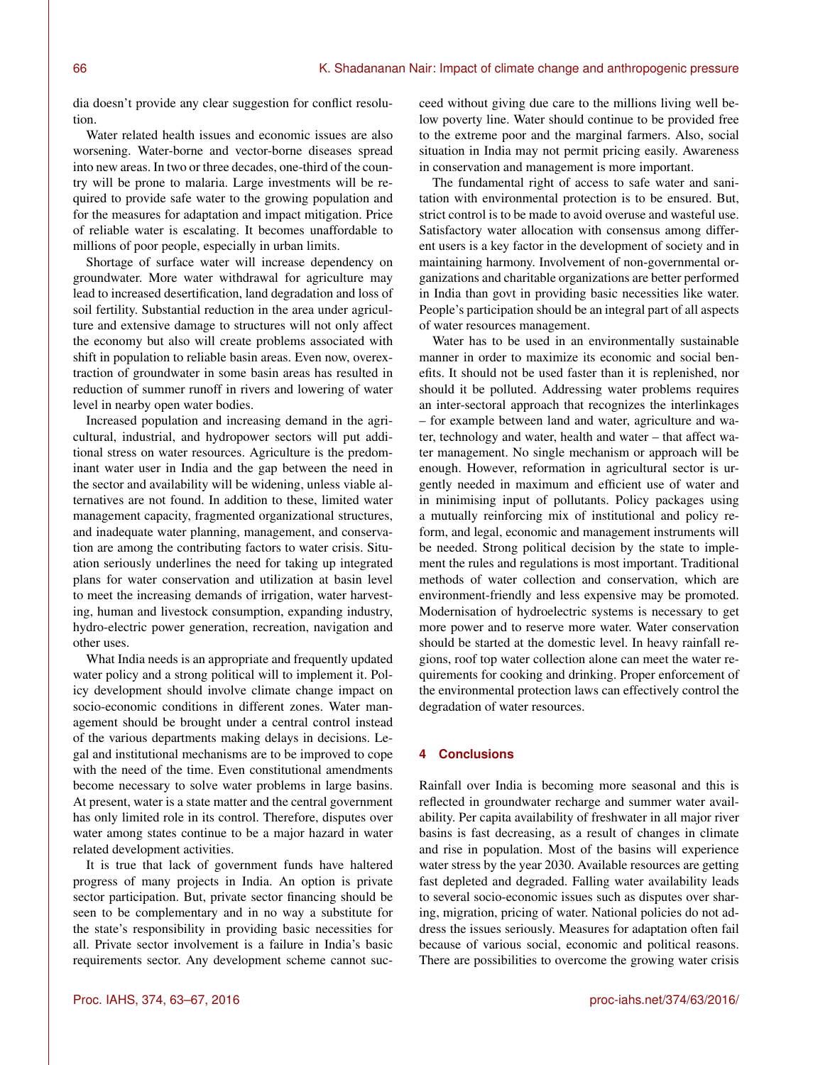dia doesn't provide any clear suggestion for conflict resolution.

Water related health issues and economic issues are also worsening. Water-borne and vector-borne diseases spread into new areas. In two or three decades, one-third of the country will be prone to malaria. Large investments will be required to provide safe water to the growing population and for the measures for adaptation and impact mitigation. Price of reliable water is escalating. It becomes unaffordable to millions of poor people, especially in urban limits.

Shortage of surface water will increase dependency on groundwater. More water withdrawal for agriculture may lead to increased desertification, land degradation and loss of soil fertility. Substantial reduction in the area under agriculture and extensive damage to structures will not only affect the economy but also will create problems associated with shift in population to reliable basin areas. Even now, overextraction of groundwater in some basin areas has resulted in reduction of summer runoff in rivers and lowering of water level in nearby open water bodies.

Increased population and increasing demand in the agricultural, industrial, and hydropower sectors will put additional stress on water resources. Agriculture is the predominant water user in India and the gap between the need in the sector and availability will be widening, unless viable alternatives are not found. In addition to these, limited water management capacity, fragmented organizational structures, and inadequate water planning, management, and conservation are among the contributing factors to water crisis. Situation seriously underlines the need for taking up integrated plans for water conservation and utilization at basin level to meet the increasing demands of irrigation, water harvesting, human and livestock consumption, expanding industry, hydro-electric power generation, recreation, navigation and other uses.

What India needs is an appropriate and frequently updated water policy and a strong political will to implement it. Policy development should involve climate change impact on socio-economic conditions in different zones. Water management should be brought under a central control instead of the various departments making delays in decisions. Legal and institutional mechanisms are to be improved to cope with the need of the time. Even constitutional amendments become necessary to solve water problems in large basins. At present, water is a state matter and the central government has only limited role in its control. Therefore, disputes over water among states continue to be a major hazard in water related development activities.

It is true that lack of government funds have haltered progress of many projects in India. An option is private sector participation. But, private sector financing should be seen to be complementary and in no way a substitute for the state's responsibility in providing basic necessities for all. Private sector involvement is a failure in India's basic requirements sector. Any development scheme cannot succeed without giving due care to the millions living well below poverty line. Water should continue to be provided free to the extreme poor and the marginal farmers. Also, social situation in India may not permit pricing easily. Awareness in conservation and management is more important.

The fundamental right of access to safe water and sanitation with environmental protection is to be ensured. But, strict control is to be made to avoid overuse and wasteful use. Satisfactory water allocation with consensus among different users is a key factor in the development of society and in maintaining harmony. Involvement of non-governmental organizations and charitable organizations are better performed in India than govt in providing basic necessities like water. People's participation should be an integral part of all aspects of water resources management.

Water has to be used in an environmentally sustainable manner in order to maximize its economic and social benefits. It should not be used faster than it is replenished, nor should it be polluted. Addressing water problems requires an inter-sectoral approach that recognizes the interlinkages – for example between land and water, agriculture and water, technology and water, health and water – that affect water management. No single mechanism or approach will be enough. However, reformation in agricultural sector is urgently needed in maximum and efficient use of water and in minimising input of pollutants. Policy packages using a mutually reinforcing mix of institutional and policy reform, and legal, economic and management instruments will be needed. Strong political decision by the state to implement the rules and regulations is most important. Traditional methods of water collection and conservation, which are environment-friendly and less expensive may be promoted. Modernisation of hydroelectric systems is necessary to get more power and to reserve more water. Water conservation should be started at the domestic level. In heavy rainfall regions, roof top water collection alone can meet the water requirements for cooking and drinking. Proper enforcement of the environmental protection laws can effectively control the degradation of water resources.

## 4 Conclusions

Rainfall over India is becoming more seasonal and this is reflected in groundwater recharge and summer water availability. Per capita availability of freshwater in all major river basins is fast decreasing, as a result of changes in climate and rise in population. Most of the basins will experience water stress by the year 2030. Available resources are getting fast depleted and degraded. Falling water availability leads to several socio-economic issues such as disputes over sharing, migration, pricing of water. National policies do not address the issues seriously. Measures for adaptation often fail because of various social, economic and political reasons. There are possibilities to overcome the growing water crisis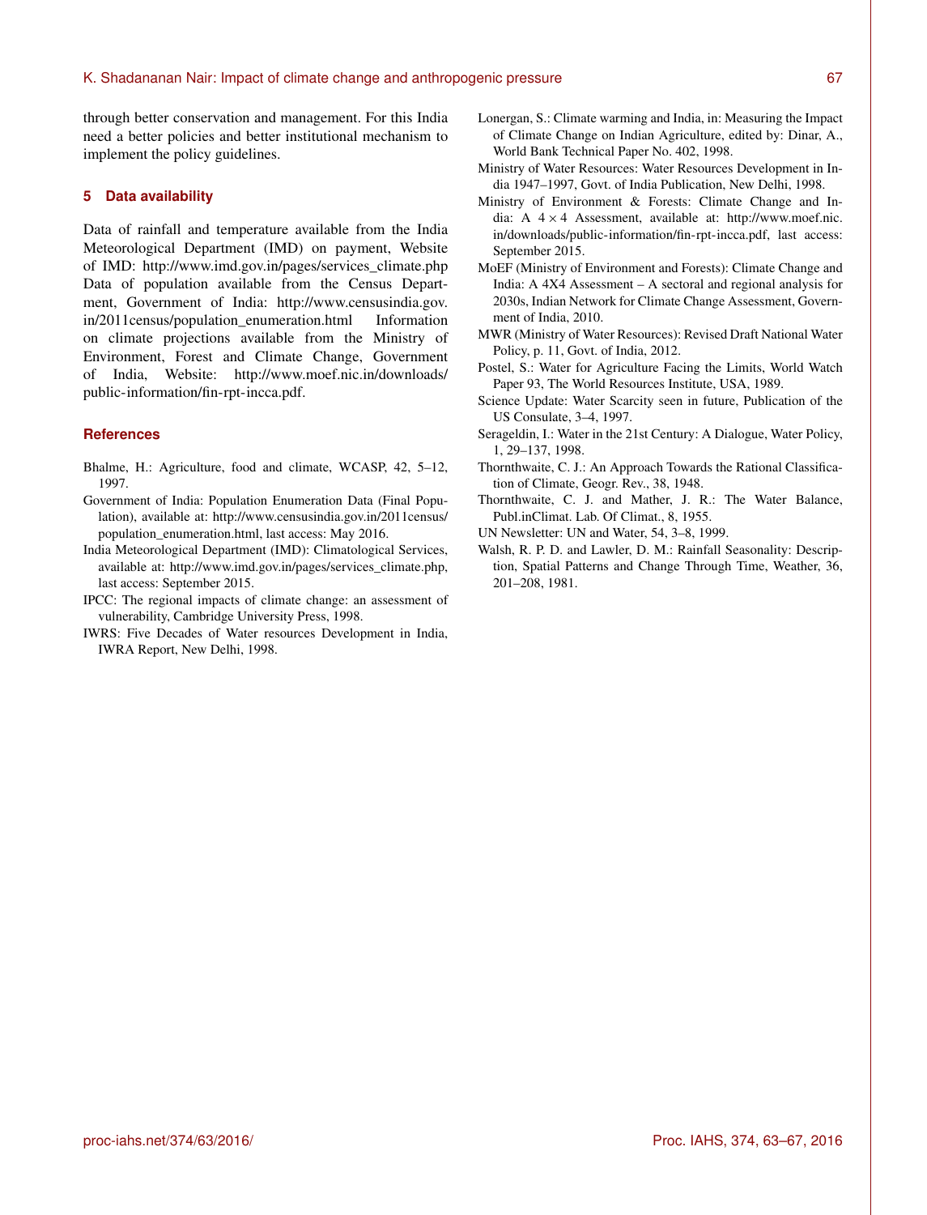through better conservation and management. For this India need a better policies and better institutional mechanism to implement the policy guidelines.

## 5 Data availability

Data of rainfall and temperature available from the India Meteorological Department (IMD) on payment, Website of IMD: http://www.imd.gov.in/pages/services_climate.php Data of population available from the Census Department, Government of India: http://www.censusindia.gov.in/2011census/population_enumeration.html Information on climate projections available from the Ministry of Environment, Forest and Climate Change, Government of India, Website: http://www.moef.nic.in/downloads/public-information/fin-rpt-incca.pdf.

## References

Bhalme, H.: Agriculture, food and climate, WCASP, 42, 5–12, 1997.

Government of India: Population Enumeration Data (Final Population), available at: http://www.censusindia.gov.in/2011census/population_enumeration.html, last access: May 2016.

India Meteorological Department (IMD): Climatological Services, available at: http://www.imd.gov.in/pages/services_climate.php, last access: September 2015.

IPCC: The regional impacts of climate change: an assessment of vulnerability, Cambridge University Press, 1998.

IWRS: Five Decades of Water resources Development in India, IWRA Report, New Delhi, 1998.

Lonergan, S.: Climate warming and India, in: Measuring the Impact of Climate Change on Indian Agriculture, edited by: Dinar, A., World Bank Technical Paper No. 402, 1998.

Ministry of Water Resources: Water Resources Development in India 1947–1997, Govt. of India Publication, New Delhi, 1998.

Ministry of Environment & Forests: Climate Change and India: A $4 \times 4$ Assessment, available at: http://www.moef.nic.in/downloads/public-information/fin-rpt-incca.pdf, last access: September 2015.

MoEF (Ministry of Environment and Forests): Climate Change and India: A 4X4 Assessment – A sectoral and regional analysis for 2030s, Indian Network for Climate Change Assessment, Government of India, 2010.

MWR (Ministry of Water Resources): Revised Draft National Water Policy, p. 11, Govt. of India, 2012.

Postel, S.: Water for Agriculture Facing the Limits, World Watch Paper 93, The World Resources Institute, USA, 1989.

Science Update: Water Scarcity seen in future, Publication of the US Consulate, 3–4, 1997.

Serageldin, I.: Water in the 21st Century: A Dialogue, Water Policy, 1, 29–137, 1998.

Thornthwaite, C. J.: An Approach Towards the Rational Classification of Climate, Geogr. Rev., 38, 1948.

Thornthwaite, C. J. and Mather, J. R.: The Water Balance, Publ.inClimat. Lab. Of Climat., 8, 1955.

UN Newsletter: UN and Water, 54, 3–8, 1999.

Walsh, R. P. D. and Lawler, D. M.: Rainfall Seasonality: Description, Spatial Patterns and Change Through Time, Weather, 36, 201–208, 1981.